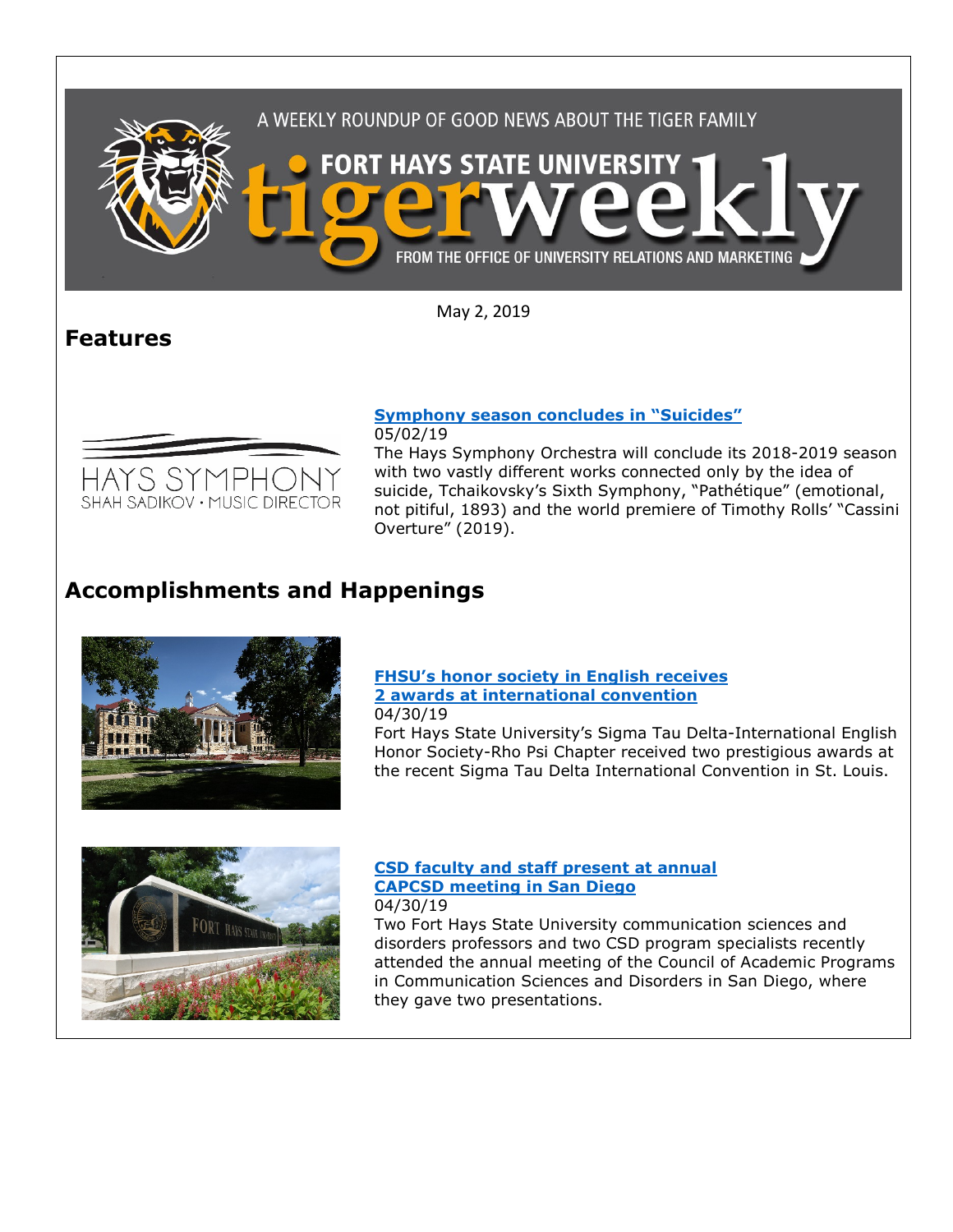A WEEKLY ROUNDUP OF GOOD NEWS ABOUT THE TIGER FAMILY

# FORT HAYS STATE UNIVERSITY tigerweekly

FROM THE OFFICE OF UNIVERSITY RELATIONS AND MARKETING

May 2, 2019

## Features

HAYS SYMPHONY
SHAH SADIKOV · MUSIC DIRECTOR

### Symphony season concludes in "Suicides"

05/02/19

The Hays Symphony Orchestra will conclude its 2018-2019 season with two vastly different works connected only by the idea of suicide, Tchaikovsky's Sixth Symphony, "Pathétique" (emotional, not pitiful, 1893) and the world premiere of Timothy Rolls' "Cassini Overture" (2019).

## Accomplishments and Happenings

### FHSU's honor society in English receives 2 awards at international convention

04/30/19

Fort Hays State University's Sigma Tau Delta-International English Honor Society-Rho Psi Chapter received two prestigious awards at the recent Sigma Tau Delta International Convention in St. Louis.

### CSD faculty and staff present at annual CAPCSD meeting in San Diego

04/30/19

Two Fort Hays State University communication sciences and disorders professors and two CSD program specialists recently attended the annual meeting of the Council of Academic Programs in Communication Sciences and Disorders in San Diego, where they gave two presentations.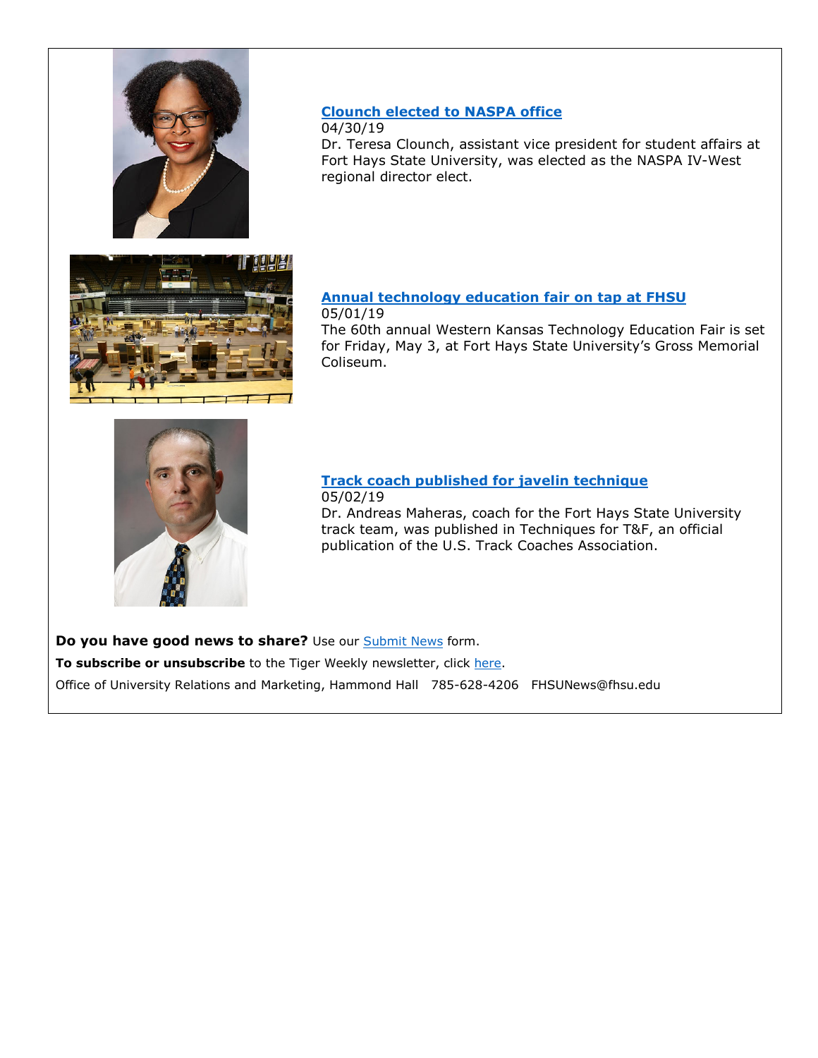### [Clounch elected to NASPA office]
04/30/19
Dr. Teresa Clounch, assistant vice president for student affairs at Fort Hays State University, was elected as the NASPA IV-West regional director elect.

### [Annual technology education fair on tap at FHSU]
05/01/19
The 60th annual Western Kansas Technology Education Fair is set for Friday, May 3, at Fort Hays State University's Gross Memorial Coliseum.

### [Track coach published for javelin technique]
05/02/19
Dr. Andreas Maheras, coach for the Fort Hays State University track team, was published in Techniques for T&F, an official publication of the U.S. Track Coaches Association.

**Do you have good news to share?** Use our Submit News form.

**To subscribe or unsubscribe** to the Tiger Weekly newsletter, click here.

Office of University Relations and Marketing, Hammond Hall 785-628-4206 FHSUNews@fhsu.edu